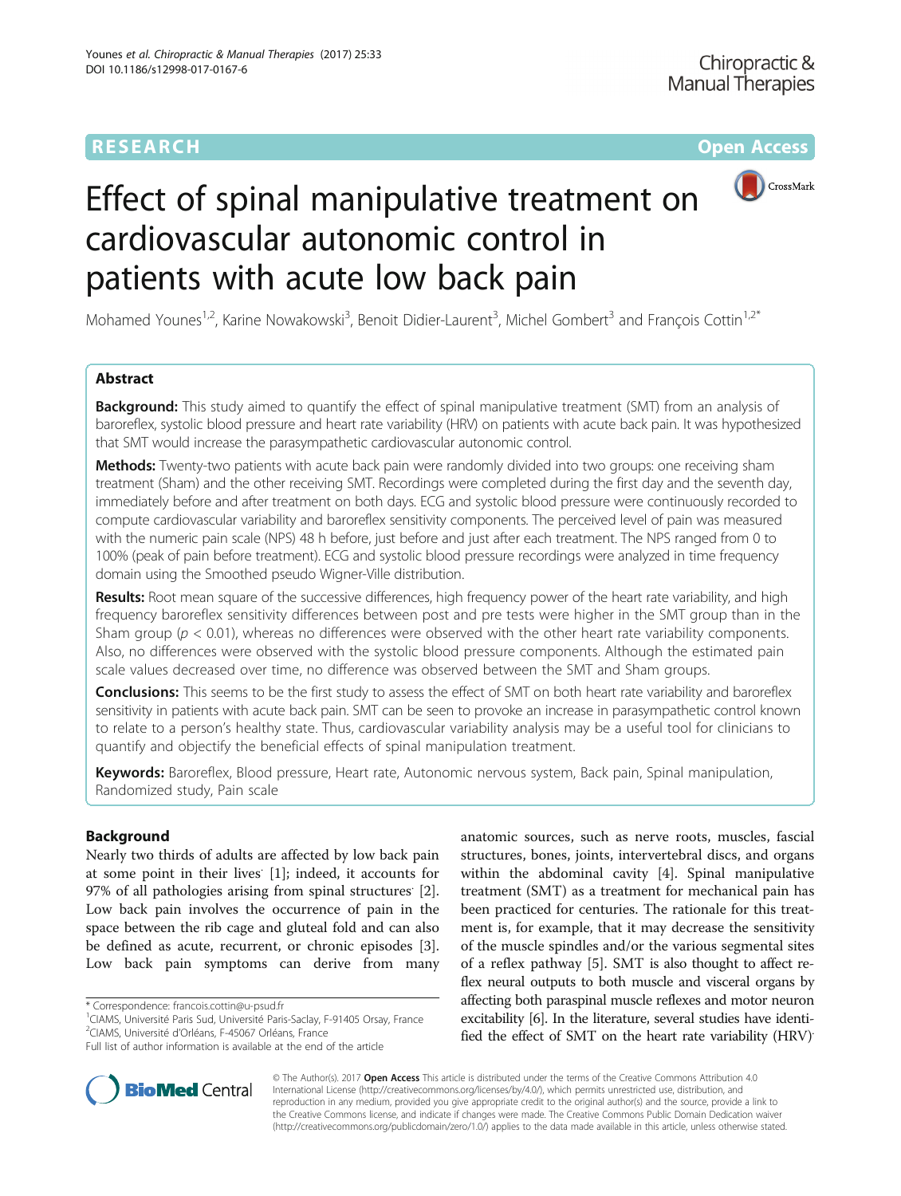# Effect of spinal manipulative treatment on cardiovascular autonomic control in patients with acute low back pain

Mohamed Younes[1,2], Karine Nowakowski[3], Benoit Didier-Laurent[3], Michel Gombert[3] and François Cottin[1,2*]

## Abstract

**Background:** This study aimed to quantify the effect of spinal manipulative treatment (SMT) from an analysis of baroreflex, systolic blood pressure and heart rate variability (HRV) on patients with acute back pain. It was hypothesized that SMT would increase the parasympathetic cardiovascular autonomic control.

**Methods:** Twenty-two patients with acute back pain were randomly divided into two groups: one receiving sham treatment (Sham) and the other receiving SMT. Recordings were completed during the first day and the seventh day, immediately before and after treatment on both days. ECG and systolic blood pressure were continuously recorded to compute cardiovascular variability and baroreflex sensitivity components. The perceived level of pain was measured with the numeric pain scale (NPS) 48 h before, just before and just after each treatment. The NPS ranged from 0 to 100% (peak of pain before treatment). ECG and systolic blood pressure recordings were analyzed in time frequency domain using the Smoothed pseudo Wigner-Ville distribution.

**Results:** Root mean square of the successive differences, high frequency power of the heart rate variability, and high frequency baroreflex sensitivity differences between post and pre tests were higher in the SMT group than in the Sham group ($p < 0.01$), whereas no differences were observed with the other heart rate variability components. Also, no differences were observed with the systolic blood pressure components. Although the estimated pain scale values decreased over time, no difference was observed between the SMT and Sham groups.

**Conclusions:** This seems to be the first study to assess the effect of SMT on both heart rate variability and baroreflex sensitivity in patients with acute back pain. SMT can be seen to provoke an increase in parasympathetic control known to relate to a person's healthy state. Thus, cardiovascular variability analysis may be a useful tool for clinicians to quantify and objectify the beneficial effects of spinal manipulation treatment.

**Keywords:** Baroreflex, Blood pressure, Heart rate, Autonomic nervous system, Back pain, Spinal manipulation, Randomized study, Pain scale

## Background

Nearly two thirds of adults are affected by low back pain at some point in their lives [1]; indeed, it accounts for 97% of all pathologies arising from spinal structures [2]. Low back pain involves the occurrence of pain in the space between the rib cage and gluteal fold and can also be defined as acute, recurrent, or chronic episodes [3]. Low back pain symptoms can derive from many anatomic sources, such as nerve roots, muscles, fascial structures, bones, joints, intervertebral discs, and organs within the abdominal cavity [4]. Spinal manipulative treatment (SMT) as a treatment for mechanical pain has been practiced for centuries. The rationale for this treatment is, for example, that it may decrease the sensitivity of the muscle spindles and/or the various segmental sites of a reflex pathway [5]. SMT is also thought to affect reflex neural outputs to both muscle and visceral organs by affecting both paraspinal muscle reflexes and motor neuron excitability [6]. In the literature, several studies have identified the effect of SMT on the heart rate variability (HRV)

\* Correspondence: francois.cottin@u-psud.fr
[1]CIAMS, Université Paris Sud, Université Paris-Saclay, F-91405 Orsay, France
[2]CIAMS, Université d'Orléans, F-45067 Orléans, France
Full list of author information is available at the end of the article

© The Author(s). 2017 **Open Access** This article is distributed under the terms of the Creative Commons Attribution 4.0 International License (http://creativecommons.org/licenses/by/4.0/), which permits unrestricted use, distribution, and reproduction in any medium, provided you give appropriate credit to the original author(s) and the source, provide a link to the Creative Commons license, and indicate if changes were made. The Creative Commons Public Domain Dedication waiver (http://creativecommons.org/publicdomain/zero/1.0/) applies to the data made available in this article, unless otherwise stated.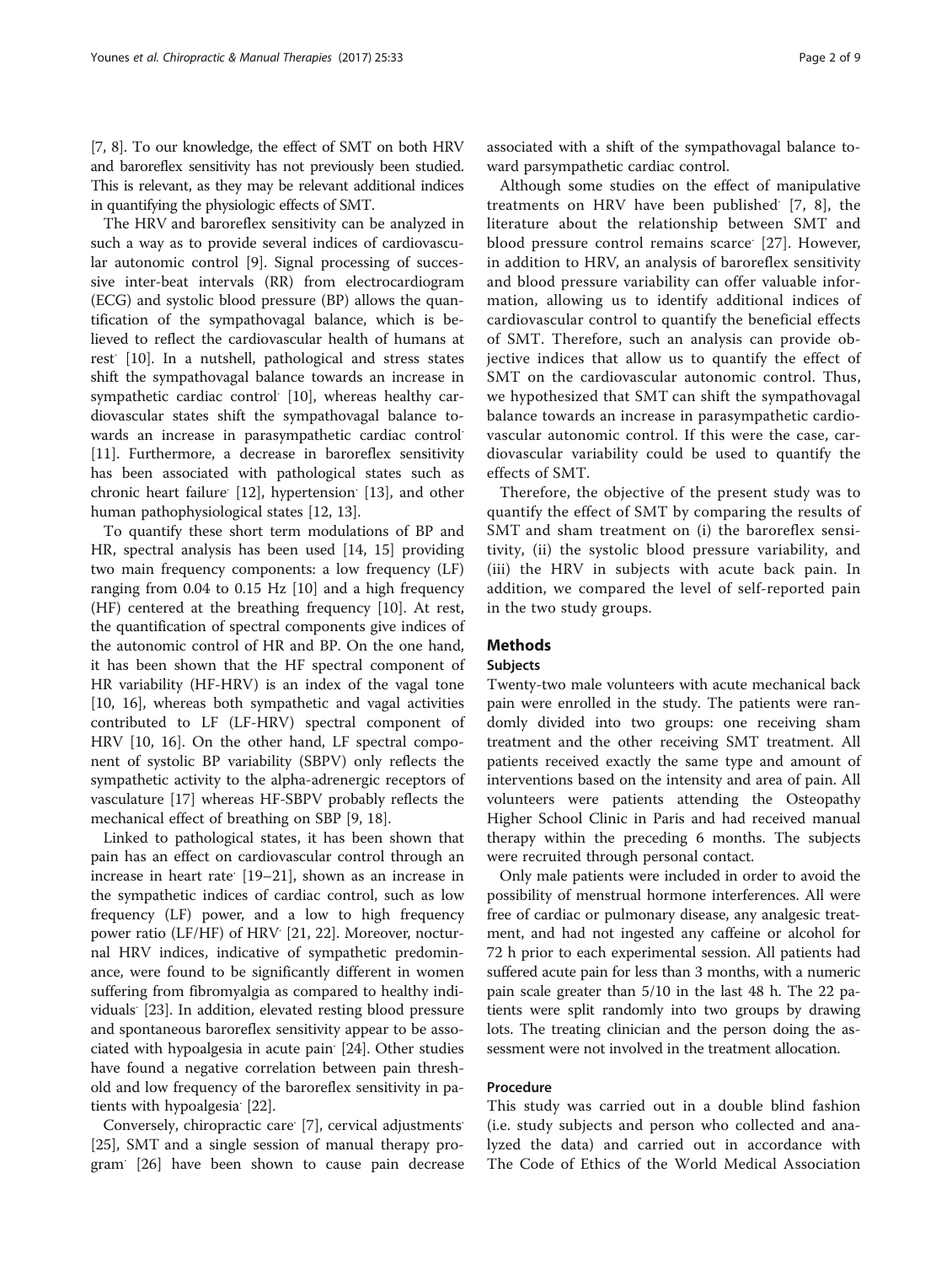[7, 8]. To our knowledge, the effect of SMT on both HRV and baroreflex sensitivity has not previously been studied. This is relevant, as they may be relevant additional indices in quantifying the physiologic effects of SMT.

The HRV and baroreflex sensitivity can be analyzed in such a way as to provide several indices of cardiovascular autonomic control [9]. Signal processing of successive inter-beat intervals (RR) from electrocardiogram (ECG) and systolic blood pressure (BP) allows the quantification of the sympathovagal balance, which is believed to reflect the cardiovascular health of humans at rest [10]. In a nutshell, pathological and stress states shift the sympathovagal balance towards an increase in sympathetic cardiac control [10], whereas healthy cardiovascular states shift the sympathovagal balance towards an increase in parasympathetic cardiac control [11]. Furthermore, a decrease in baroreflex sensitivity has been associated with pathological states such as chronic heart failure [12], hypertension [13], and other human pathophysiological states [12, 13].

To quantify these short term modulations of BP and HR, spectral analysis has been used [14, 15] providing two main frequency components: a low frequency (LF) ranging from 0.04 to 0.15 Hz [10] and a high frequency (HF) centered at the breathing frequency [10]. At rest, the quantification of spectral components give indices of the autonomic control of HR and BP. On the one hand, it has been shown that the HF spectral component of HR variability (HF-HRV) is an index of the vagal tone [10, 16], whereas both sympathetic and vagal activities contributed to LF (LF-HRV) spectral component of HRV [10, 16]. On the other hand, LF spectral component of systolic BP variability (SBPV) only reflects the sympathetic activity to the alpha-adrenergic receptors of vasculature [17] whereas HF-SBPV probably reflects the mechanical effect of breathing on SBP [9, 18].

Linked to pathological states, it has been shown that pain has an effect on cardiovascular control through an increase in heart rate [19–21], shown as an increase in the sympathetic indices of cardiac control, such as low frequency (LF) power, and a low to high frequency power ratio (LF/HF) of HRV [21, 22]. Moreover, nocturnal HRV indices, indicative of sympathetic predominance, were found to be significantly different in women suffering from fibromyalgia as compared to healthy individuals [23]. In addition, elevated resting blood pressure and spontaneous baroreflex sensitivity appear to be associated with hypoalgesia in acute pain [24]. Other studies have found a negative correlation between pain threshold and low frequency of the baroreflex sensitivity in patients with hypoalgesia [22].

Conversely, chiropractic care [7], cervical adjustments [25], SMT and a single session of manual therapy program [26] have been shown to cause pain decrease associated with a shift of the sympathovagal balance toward parsympathetic cardiac control.

Although some studies on the effect of manipulative treatments on HRV have been published [7, 8], the literature about the relationship between SMT and blood pressure control remains scarce [27]. However, in addition to HRV, an analysis of baroreflex sensitivity and blood pressure variability can offer valuable information, allowing us to identify additional indices of cardiovascular control to quantify the beneficial effects of SMT. Therefore, such an analysis can provide objective indices that allow us to quantify the effect of SMT on the cardiovascular autonomic control. Thus, we hypothesized that SMT can shift the sympathovagal balance towards an increase in parasympathetic cardiovascular autonomic control. If this were the case, cardiovascular variability could be used to quantify the effects of SMT.

Therefore, the objective of the present study was to quantify the effect of SMT by comparing the results of SMT and sham treatment on (i) the baroreflex sensitivity, (ii) the systolic blood pressure variability, and (iii) the HRV in subjects with acute back pain. In addition, we compared the level of self-reported pain in the two study groups.

## Methods

### Subjects

Twenty-two male volunteers with acute mechanical back pain were enrolled in the study. The patients were randomly divided into two groups: one receiving sham treatment and the other receiving SMT treatment. All patients received exactly the same type and amount of interventions based on the intensity and area of pain. All volunteers were patients attending the Osteopathy Higher School Clinic in Paris and had received manual therapy within the preceding 6 months. The subjects were recruited through personal contact.

Only male patients were included in order to avoid the possibility of menstrual hormone interferences. All were free of cardiac or pulmonary disease, any analgesic treatment, and had not ingested any caffeine or alcohol for 72 h prior to each experimental session. All patients had suffered acute pain for less than 3 months, with a numeric pain scale greater than 5/10 in the last 48 h. The 22 patients were split randomly into two groups by drawing lots. The treating clinician and the person doing the assessment were not involved in the treatment allocation.

### Procedure

This study was carried out in a double blind fashion (i.e. study subjects and person who collected and analyzed the data) and carried out in accordance with The Code of Ethics of the World Medical Association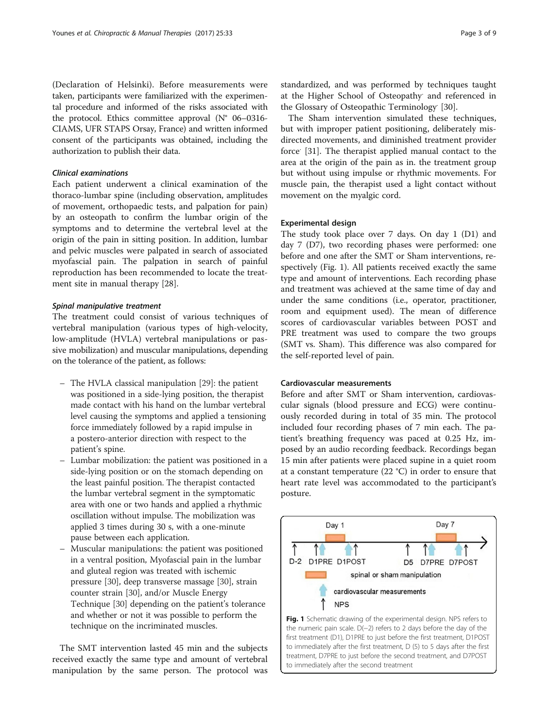(Declaration of Helsinki). Before measurements were taken, participants were familiarized with the experimental procedure and informed of the risks associated with the protocol. Ethics committee approval (N° 06–0316-CIAMS, UFR STAPS Orsay, France) and written informed consent of the participants was obtained, including the authorization to publish their data.

#### *Clinical examinations*

Each patient underwent a clinical examination of the thoraco-lumbar spine (including observation, amplitudes of movement, orthopaedic tests, and palpation for pain) by an osteopath to confirm the lumbar origin of the symptoms and to determine the vertebral level at the origin of the pain in sitting position. In addition, lumbar and pelvic muscles were palpated in search of associated myofascial pain. The palpation in search of painful reproduction has been recommended to locate the treatment site in manual therapy [28].

#### *Spinal manipulative treatment*

The treatment could consist of various techniques of vertebral manipulation (various types of high-velocity, low-amplitude (HVLA) vertebral manipulations or passive mobilization) and muscular manipulations, depending on the tolerance of the patient, as follows:

- The HVLA classical manipulation [29]: the patient was positioned in a side-lying position, the therapist made contact with his hand on the lumbar vertebral level causing the symptoms and applied a tensioning force immediately followed by a rapid impulse in a postero-anterior direction with respect to the patient's spine.
- Lumbar mobilization: the patient was positioned in a side-lying position or on the stomach depending on the least painful position. The therapist contacted the lumbar vertebral segment in the symptomatic area with one or two hands and applied a rhythmic oscillation without impulse. The mobilization was applied 3 times during 30 s, with a one-minute pause between each application.
- Muscular manipulations: the patient was positioned in a ventral position, Myofascial pain in the lumbar and gluteal region was treated with ischemic pressure [30], deep transverse massage [30], strain counter strain [30], and/or Muscle Energy Technique [30] depending on the patient's tolerance and whether or not it was possible to perform the technique on the incriminated muscles.

The SMT intervention lasted 45 min and the subjects received exactly the same type and amount of vertebral manipulation by the same person. The protocol was standardized, and was performed by techniques taught at the Higher School of Osteopathy and referenced in the Glossary of Osteopathic Terminology [30].

The Sham intervention simulated these techniques, but with improper patient positioning, deliberately misdirected movements, and diminished treatment provider force [31]. The therapist applied manual contact to the area at the origin of the pain as in. the treatment group but without using impulse or rhythmic movements. For muscle pain, the therapist used a light contact without movement on the myalgic cord.

#### Experimental design

The study took place over 7 days. On day 1 (D1) and day 7 (D7), two recording phases were performed: one before and one after the SMT or Sham interventions, respectively (Fig. 1). All patients received exactly the same type and amount of interventions. Each recording phase and treatment was achieved at the same time of day and under the same conditions (i.e., operator, practitioner, room and equipment used). The mean of difference scores of cardiovascular variables between POST and PRE treatment was used to compare the two groups (SMT vs. Sham). This difference was also compared for the self-reported level of pain.

#### Cardiovascular measurements

Before and after SMT or Sham intervention, cardiovascular signals (blood pressure and ECG) were continuously recorded during in total of 35 min. The protocol included four recording phases of 7 min each. The patient's breathing frequency was paced at 0.25 Hz, imposed by an audio recording feedback. Recordings began 15 min after patients were placed supine in a quiet room at a constant temperature (22 °C) in order to ensure that heart rate level was accommodated to the participant's posture.

**Fig. 1** Schematic drawing of the experimental design. NPS refers to the numeric pain scale. D(−2) refers to 2 days before the day of the first treatment (D1), D1PRE to just before the first treatment, D1POST to immediately after the first treatment, D (5) to 5 days after the first treatment, D7PRE to just before the second treatment, and D7POST to immediately after the second treatment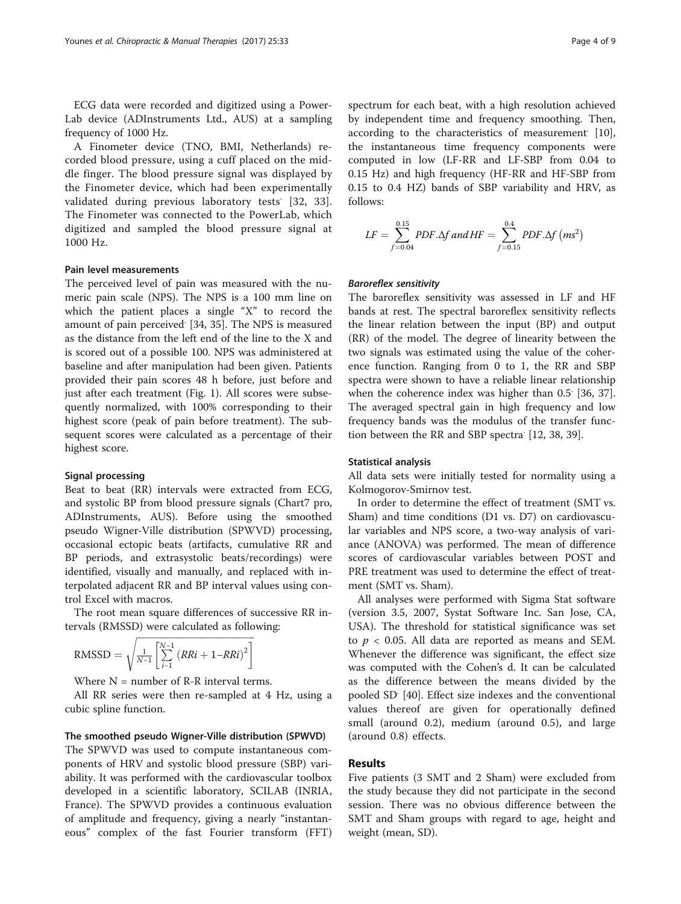ECG data were recorded and digitized using a PowerLab device (ADInstruments Ltd., AUS) at a sampling frequency of 1000 Hz.

A Finometer device (TNO, BMI, Netherlands) recorded blood pressure, using a cuff placed on the middle finger. The blood pressure signal was displayed by the Finometer device, which had been experimentally validated during previous laboratory tests [32, 33]. The Finometer was connected to the PowerLab, which digitized and sampled the blood pressure signal at 1000 Hz.

### Pain level measurements

The perceived level of pain was measured with the numeric pain scale (NPS). The NPS is a 100 mm line on which the patient places a single "X" to record the amount of pain perceived [34, 35]. The NPS is measured as the distance from the left end of the line to the X and is scored out of a possible 100. NPS was administered at baseline and after manipulation had been given. Patients provided their pain scores 48 h before, just before and just after each treatment (Fig. 1). All scores were subsequently normalized, with 100% corresponding to their highest score (peak of pain before treatment). The subsequent scores were calculated as a percentage of their highest score.

### Signal processing

Beat to beat (RR) intervals were extracted from ECG, and systolic BP from blood pressure signals (Chart7 pro, ADInstruments, AUS). Before using the smoothed pseudo Wigner-Ville distribution (SPWVD) processing, occasional ectopic beats (artifacts, cumulative RR and BP periods, and extrasystolic beats/recordings) were identified, visually and manually, and replaced with interpolated adjacent RR and BP interval values using control Excel with macros.

The root mean square differences of successive RR intervals (RMSSD) were calculated as following:

$$\mathrm{RMSSD} = \sqrt{\frac{1}{N-1}\left[\sum_{i-1}^{N-1}\left(RRi+1-RRi\right)^{2}\right]}$$

Where N = number of R-R interval terms.

All RR series were then re-sampled at 4 Hz, using a cubic spline function.

### The smoothed pseudo Wigner-Ville distribution (SPWVD)

The SPWVD was used to compute instantaneous components of HRV and systolic blood pressure (SBP) variability. It was performed with the cardiovascular toolbox developed in a scientific laboratory, SCILAB (INRIA, France). The SPWVD provides a continuous evaluation of amplitude and frequency, giving a nearly "instantaneous" complex of the fast Fourier transform (FFT) spectrum for each beat, with a high resolution achieved by independent time and frequency smoothing. Then, according to the characteristics of measurement [10], the instantaneous time frequency components were computed in low (LF-RR and LF-SBP from 0.04 to 0.15 Hz) and high frequency (HF-RR and HF-SBP from 0.15 to 0.4 HZ) bands of SBP variability and HRV, as follows:

$$LF = \sum_{f=0.04}^{0.15} PDF.\Delta f \;and\; HF = \sum_{f=0.15}^{0.4} PDF.\Delta f \;\left(ms^{2}\right)$$

#### *Baroreflex sensitivity*

The baroreflex sensitivity was assessed in LF and HF bands at rest. The spectral baroreflex sensitivity reflects the linear relation between the input (BP) and output (RR) of the model. The degree of linearity between the two signals was estimated using the value of the coherence function. Ranging from 0 to 1, the RR and SBP spectra were shown to have a reliable linear relationship when the coherence index was higher than 0.5 [36, 37]. The averaged spectral gain in high frequency and low frequency bands was the modulus of the transfer function between the RR and SBP spectra [12, 38, 39].

### Statistical analysis

All data sets were initially tested for normality using a Kolmogorov-Smirnov test.

In order to determine the effect of treatment (SMT vs. Sham) and time conditions (D1 vs. D7) on cardiovascular variables and NPS score, a two-way analysis of variance (ANOVA) was performed. The mean of difference scores of cardiovascular variables between POST and PRE treatment was used to determine the effect of treatment (SMT vs. Sham).

All analyses were performed with Sigma Stat software (version 3.5, 2007, Systat Software Inc. San Jose, CA, USA). The threshold for statistical significance was set to $p < 0.05$. All data are reported as means and SEM. Whenever the difference was significant, the effect size was computed with the Cohen's d. It can be calculated as the difference between the means divided by the pooled SD [40]. Effect size indexes and the conventional values thereof are given for operationally defined small (around 0.2), medium (around 0.5), and large (around 0.8) effects.

## Results

Five patients (3 SMT and 2 Sham) were excluded from the study because they did not participate in the second session. There was no obvious difference between the SMT and Sham groups with regard to age, height and weight (mean, SD).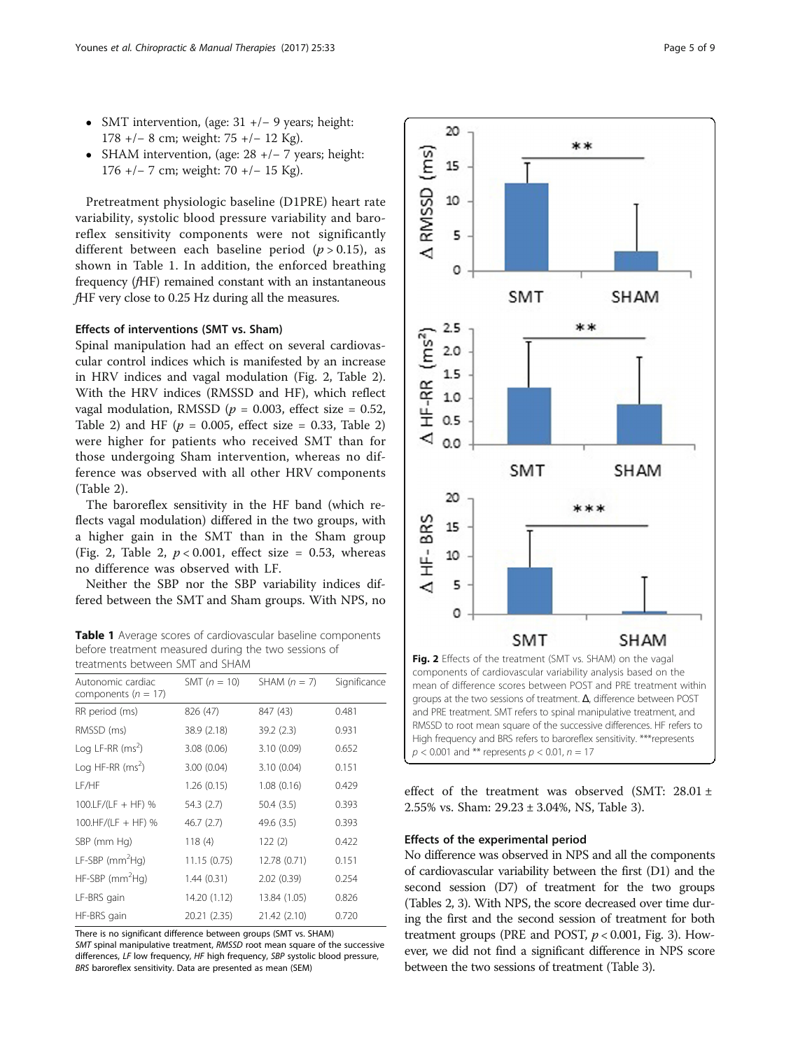- SMT intervention, (age: 31 +/− 9 years; height: 178 +/− 8 cm; weight: 75 +/− 12 Kg).
- SHAM intervention, (age: 28 +/− 7 years; height: 176 +/− 7 cm; weight: 70 +/− 15 Kg).

Pretreatment physiologic baseline (D1PRE) heart rate variability, systolic blood pressure variability and baroreflex sensitivity components were not significantly different between each baseline period ($p > 0.15$), as shown in Table 1. In addition, the enforced breathing frequency (*f*HF) remained constant with an instantaneous *f*HF very close to 0.25 Hz during all the measures.

### Effects of interventions (SMT vs. Sham)

Spinal manipulation had an effect on several cardiovascular control indices which is manifested by an increase in HRV indices and vagal modulation (Fig. 2, Table 2). With the HRV indices (RMSSD and HF), which reflect vagal modulation, RMSSD ($p$ = 0.003, effect size = 0.52, Table 2) and HF ($p$ = 0.005, effect size = 0.33, Table 2) were higher for patients who received SMT than for those undergoing Sham intervention, whereas no difference was observed with all other HRV components (Table 2).

The baroreflex sensitivity in the HF band (which reflects vagal modulation) differed in the two groups, with a higher gain in the SMT than in the Sham group (Fig. 2, Table 2, $p < 0.001$, effect size = 0.53, whereas no difference was observed with LF.

Neither the SBP nor the SBP variability indices differed between the SMT and Sham groups. With NPS, no effect of the treatment was observed (SMT: 28.01 ± 2.55% vs. Sham: 29.23 ± 3.04%, NS, Table 3).

**Table 1** Average scores of cardiovascular baseline components before treatment measured during the two sessions of treatments between SMT and SHAM

| Autonomic cardiac components ($n$ = 17) | SMT ($n$ = 10) | SHAM ($n$ = 7) | Significance |
|---|---|---|---|
| RR period (ms) | 826 (47) | 847 (43) | 0.481 |
| RMSSD (ms) | 38.9 (2.18) | 39.2 (2.3) | 0.931 |
| Log LF-RR ($ms^2$) | 3.08 (0.06) | 3.10 (0.09) | 0.652 |
| Log HF-RR ($ms^2$) | 3.00 (0.04) | 3.10 (0.04) | 0.151 |
| LF/HF | 1.26 (0.15) | 1.08 (0.16) | 0.429 |
| 100.LF/(LF + HF) % | 54.3 (2.7) | 50.4 (3.5) | 0.393 |
| 100.HF/(LF + HF) % | 46.7 (2.7) | 49.6 (3.5) | 0.393 |
| SBP (mm Hg) | 118 (4) | 122 (2) | 0.422 |
| LF-SBP ($mm^2$Hg) | 11.15 (0.75) | 12.78 (0.71) | 0.151 |
| HF-SBP ($mm^2$Hg) | 1.44 (0.31) | 2.02 (0.39) | 0.254 |
| LF-BRS gain | 14.20 (1.12) | 13.84 (1.05) | 0.826 |
| HF-BRS gain | 20.21 (2.35) | 21.42 (2.10) | 0.720 |

There is no significant difference between groups (SMT vs. SHAM)
*SMT* spinal manipulative treatment, *RMSSD* root mean square of the successive differences, *LF* low frequency, *HF* high frequency, *SBP* systolic blood pressure, *BRS* baroreflex sensitivity. Data are presented as mean (SEM)

**Fig. 2** Effects of the treatment (SMT vs. SHAM) on the vagal components of cardiovascular variability analysis based on the mean of difference scores between POST and PRE treatment within groups at the two sessions of treatment. **Δ**, difference between POST and PRE treatment. SMT refers to spinal manipulative treatment, and RMSSD to root mean square of the successive differences. HF refers to High frequency and BRS refers to baroreflex sensitivity. ***represents $p < 0.001$ and ** represents $p < 0.01$, $n = 17$

### Effects of the experimental period

No difference was observed in NPS and all the components of cardiovascular variability between the first (D1) and the second session (D7) of treatment for the two groups (Tables 2, 3). With NPS, the score decreased over time during the first and the second session of treatment for both treatment groups (PRE and POST, $p < 0.001$, Fig. 3). However, we did not find a significant difference in NPS score between the two sessions of treatment (Table 3).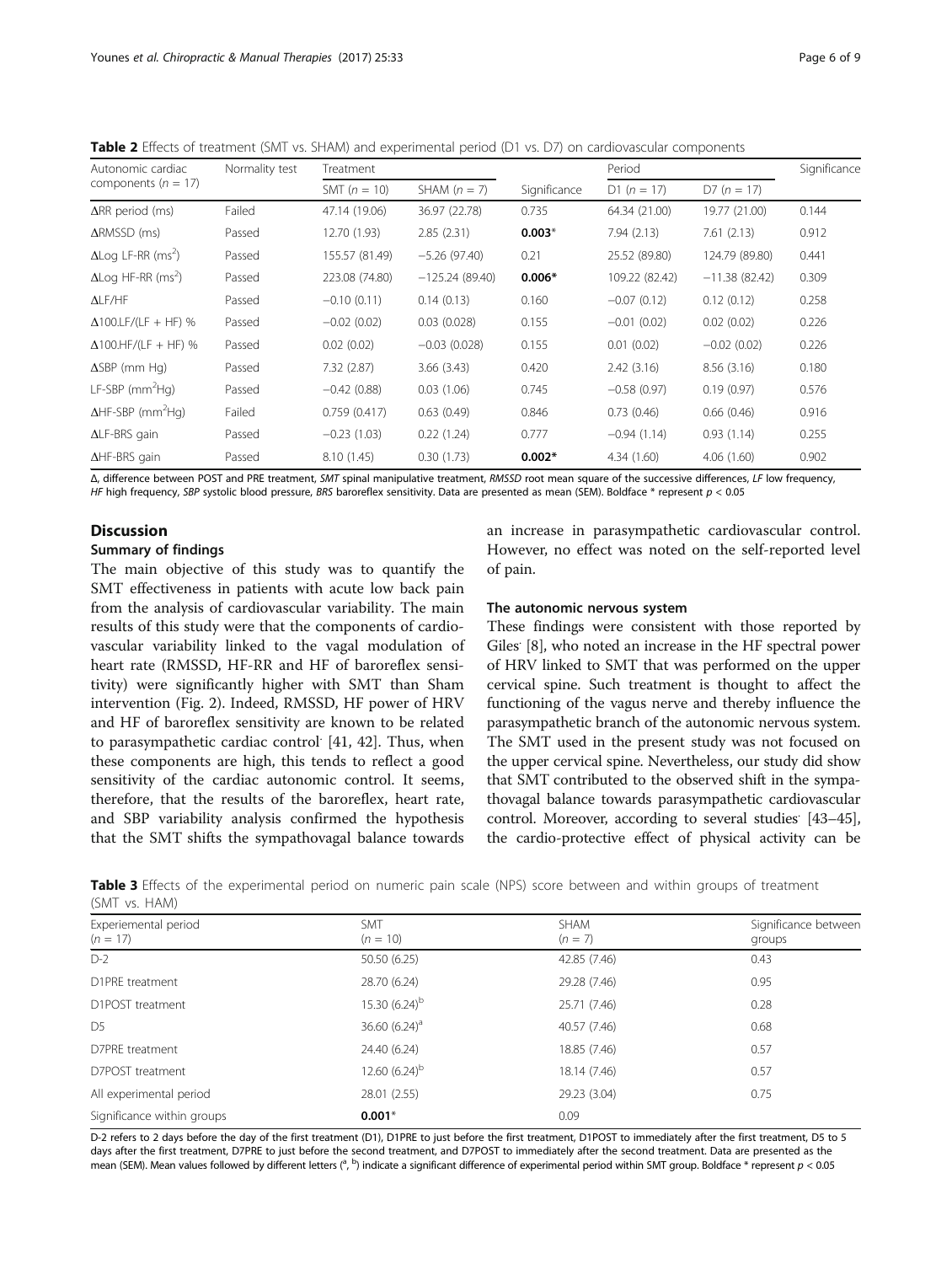**Table 2** Effects of treatment (SMT vs. SHAM) and experimental period (D1 vs. D7) on cardiovascular components

| Autonomic cardiac components ($n = 17$) | Normality test | Treatment | | Significance | Period | | Significance |
|---|---|---|---|---|---|---|---|
| | | SMT ($n = 10$) | SHAM ($n = 7$) | | D1 ($n = 17$) | D7 ($n = 17$) | |
| ΔRR period (ms) | Failed | 47.14 (19.06) | 36.97 (22.78) | 0.735 | 64.34 (21.00) | 19.77 (21.00) | 0.144 |
| ΔRMSSD (ms) | Passed | 12.70 (1.93) | 2.85 (2.31) | **0.003*** | 7.94 (2.13) | 7.61 (2.13) | 0.912 |
| ΔLog LF-RR ($ms^2$) | Passed | 155.57 (81.49) | −5.26 (97.40) | 0.21 | 25.52 (89.80) | 124.79 (89.80) | 0.441 |
| ΔLog HF-RR ($ms^2$) | Passed | 223.08 (74.80) | −125.24 (89.40) | **0.006*** | 109.22 (82.42) | −11.38 (82.42) | 0.309 |
| ΔLF/HF | Passed | −0.10 (0.11) | 0.14 (0.13) | 0.160 | −0.07 (0.12) | 0.12 (0.12) | 0.258 |
| Δ100.LF/(LF + HF) % | Passed | −0.02 (0.02) | 0.03 (0.028) | 0.155 | −0.01 (0.02) | 0.02 (0.02) | 0.226 |
| Δ100.HF/(LF + HF) % | Passed | 0.02 (0.02) | −0.03 (0.028) | 0.155 | 0.01 (0.02) | −0.02 (0.02) | 0.226 |
| ΔSBP (mm Hg) | Passed | 7.32 (2.87) | 3.66 (3.43) | 0.420 | 2.42 (3.16) | 8.56 (3.16) | 0.180 |
| LF-SBP ($mm^2$Hg) | Passed | −0.42 (0.88) | 0.03 (1.06) | 0.745 | −0.58 (0.97) | 0.19 (0.97) | 0.576 |
| ΔHF-SBP ($mm^2$Hg) | Failed | 0.759 (0.417) | 0.63 (0.49) | 0.846 | 0.73 (0.46) | 0.66 (0.46) | 0.916 |
| ΔLF-BRS gain | Passed | −0.23 (1.03) | 0.22 (1.24) | 0.777 | −0.94 (1.14) | 0.93 (1.14) | 0.255 |
| ΔHF-BRS gain | Passed | 8.10 (1.45) | 0.30 (1.73) | **0.002*** | 4.34 (1.60) | 4.06 (1.60) | 0.902 |

Δ, difference between POST and PRE treatment, *SMT* spinal manipulative treatment, *RMSSD* root mean square of the successive differences, *LF* low frequency, *HF* high frequency, *SBP* systolic blood pressure, *BRS* baroreflex sensitivity. Data are presented as mean (SEM). Boldface * represent $p < 0.05$

## Discussion

### Summary of findings

The main objective of this study was to quantify the SMT effectiveness in patients with acute low back pain from the analysis of cardiovascular variability. The main results of this study were that the components of cardiovascular variability linked to the vagal modulation of heart rate (RMSSD, HF-RR and HF of baroreflex sensitivity) were significantly higher with SMT than Sham intervention (Fig. 2). Indeed, RMSSD, HF power of HRV and HF of baroreflex sensitivity are known to be related to parasympathetic cardiac control [41, 42]. Thus, when these components are high, this tends to reflect a good sensitivity of the cardiac autonomic control. It seems, therefore, that the results of the baroreflex, heart rate, and SBP variability analysis confirmed the hypothesis that the SMT shifts the sympathovagal balance towards an increase in parasympathetic cardiovascular control. However, no effect was noted on the self-reported level of pain.

### The autonomic nervous system

These findings were consistent with those reported by Giles [8], who noted an increase in the HF spectral power of HRV linked to SMT that was performed on the upper cervical spine. Such treatment is thought to affect the functioning of the vagus nerve and thereby influence the parasympathetic branch of the autonomic nervous system. The SMT used in the present study was not focused on the upper cervical spine. Nevertheless, our study did show that SMT contributed to the observed shift in the sympathovagal balance towards parasympathetic cardiovascular control. Moreover, according to several studies [43–45], the cardio-protective effect of physical activity can be

**Table 3** Effects of the experimental period on numeric pain scale (NPS) score between and within groups of treatment (SMT vs. HAM)

| Experiemental period ($n = 17$) | SMT ($n = 10$) | SHAM ($n = 7$) | Significance between groups |
|---|---|---|---|
| D-2 | 50.50 (6.25) | 42.85 (7.46) | 0.43 |
| D1PRE treatment | 28.70 (6.24) | 29.28 (7.46) | 0.95 |
| D1POST treatment | 15.30 (6.24)[b] | 25.71 (7.46) | 0.28 |
| D5 | 36.60 (6.24)[a] | 40.57 (7.46) | 0.68 |
| D7PRE treatment | 24.40 (6.24) | 18.85 (7.46) | 0.57 |
| D7POST treatment | 12.60 (6.24)[b] | 18.14 (7.46) | 0.57 |
| All experimental period | 28.01 (2.55) | 29.23 (3.04) | 0.75 |
| Significance within groups | **0.001*** | 0.09 | |

D-2 refers to 2 days before the day of the first treatment (D1), D1PRE to just before the first treatment, D1POST to immediately after the first treatment, D5 to 5 days after the first treatment, D7PRE to just before the second treatment, and D7POST to immediately after the second treatment. Data are presented as the mean (SEM). Mean values followed by different letters ([a], [b]) indicate a significant difference of experimental period within SMT group. Boldface * represent $p < 0.05$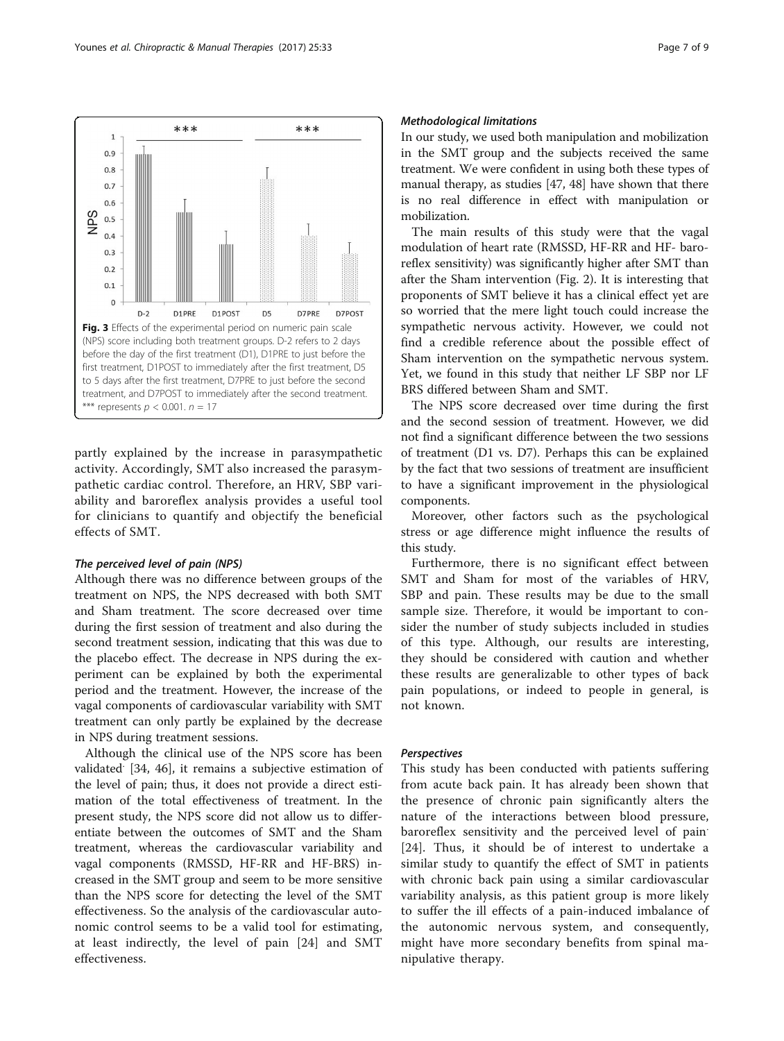**Fig. 3** Effects of the experimental period on numeric pain scale (NPS) score including both treatment groups. D-2 refers to 2 days before the day of the first treatment (D1), D1PRE to just before the first treatment, D1POST to immediately after the first treatment, D5 to 5 days after the first treatment, D7PRE to just before the second treatment, and D7POST to immediately after the second treatment. *** represents $p < 0.001$. $n = 17$

partly explained by the increase in parasympathetic activity. Accordingly, SMT also increased the parasympathetic cardiac control. Therefore, an HRV, SBP variability and baroreflex analysis provides a useful tool for clinicians to quantify and objectify the beneficial effects of SMT.

### *The perceived level of pain (NPS)*

Although there was no difference between groups of the treatment on NPS, the NPS decreased with both SMT and Sham treatment. The score decreased over time during the first session of treatment and also during the second treatment session, indicating that this was due to the placebo effect. The decrease in NPS during the experiment can be explained by both the experimental period and the treatment. However, the increase of the vagal components of cardiovascular variability with SMT treatment can only partly be explained by the decrease in NPS during treatment sessions.

Although the clinical use of the NPS score has been validated [34, 46], it remains a subjective estimation of the level of pain; thus, it does not provide a direct estimation of the total effectiveness of treatment. In the present study, the NPS score did not allow us to differentiate between the outcomes of SMT and the Sham treatment, whereas the cardiovascular variability and vagal components (RMSSD, HF-RR and HF-BRS) increased in the SMT group and seem to be more sensitive than the NPS score for detecting the level of the SMT effectiveness. So the analysis of the cardiovascular autonomic control seems to be a valid tool for estimating, at least indirectly, the level of pain [24] and SMT effectiveness.

### *Methodological limitations*

In our study, we used both manipulation and mobilization in the SMT group and the subjects received the same treatment. We were confident in using both these types of manual therapy, as studies [47, 48] have shown that there is no real difference in effect with manipulation or mobilization.

The main results of this study were that the vagal modulation of heart rate (RMSSD, HF-RR and HF- baroreflex sensitivity) was significantly higher after SMT than after the Sham intervention (Fig. 2). It is interesting that proponents of SMT believe it has a clinical effect yet are so worried that the mere light touch could increase the sympathetic nervous activity. However, we could not find a credible reference about the possible effect of Sham intervention on the sympathetic nervous system. Yet, we found in this study that neither LF SBP nor LF BRS differed between Sham and SMT.

The NPS score decreased over time during the first and the second session of treatment. However, we did not find a significant difference between the two sessions of treatment (D1 vs. D7). Perhaps this can be explained by the fact that two sessions of treatment are insufficient to have a significant improvement in the physiological components.

Moreover, other factors such as the psychological stress or age difference might influence the results of this study.

Furthermore, there is no significant effect between SMT and Sham for most of the variables of HRV, SBP and pain. These results may be due to the small sample size. Therefore, it would be important to consider the number of study subjects included in studies of this type. Although, our results are interesting, they should be considered with caution and whether these results are generalizable to other types of back pain populations, or indeed to people in general, is not known.

### *Perspectives*

This study has been conducted with patients suffering from acute back pain. It has already been shown that the presence of chronic pain significantly alters the nature of the interactions between blood pressure, baroreflex sensitivity and the perceived level of pain [24]. Thus, it should be of interest to undertake a similar study to quantify the effect of SMT in patients with chronic back pain using a similar cardiovascular variability analysis, as this patient group is more likely to suffer the ill effects of a pain-induced imbalance of the autonomic nervous system, and consequently, might have more secondary benefits from spinal manipulative therapy.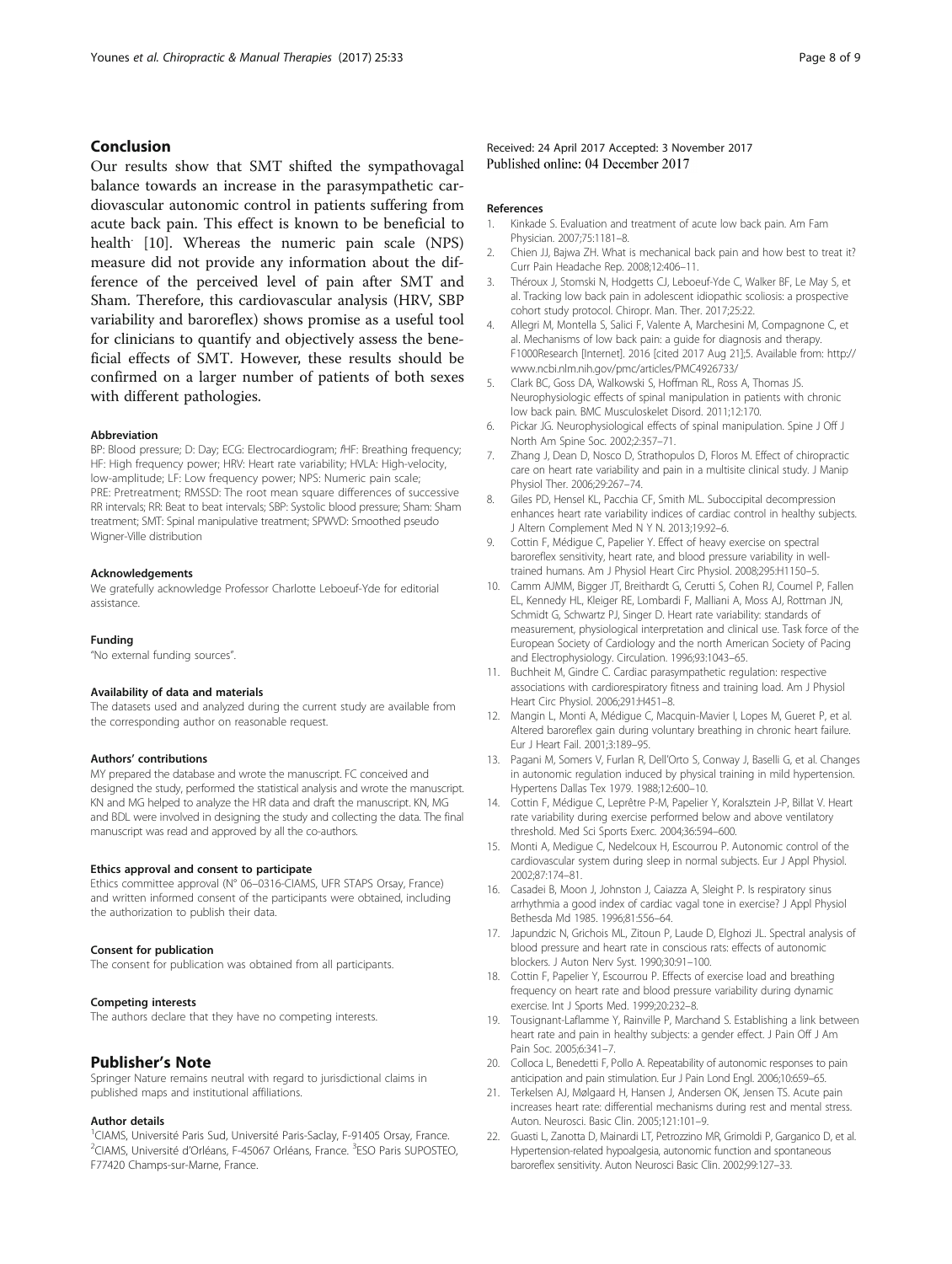## Conclusion

Our results show that SMT shifted the sympathovagal balance towards an increase in the parasympathetic cardiovascular autonomic control in patients suffering from acute back pain. This effect is known to be beneficial to health. [10]. Whereas the numeric pain scale (NPS) measure did not provide any information about the difference of the perceived level of pain after SMT and Sham. Therefore, this cardiovascular analysis (HRV, SBP variability and baroreflex) shows promise as a useful tool for clinicians to quantify and objectively assess the beneficial effects of SMT. However, these results should be confirmed on a larger number of patients of both sexes with different pathologies.

#### Abbreviation

BP: Blood pressure; D: Day; ECG: Electrocardiogram; *f*HF: Breathing frequency; HF: High frequency power; HRV: Heart rate variability; HVLA: High-velocity, low-amplitude; LF: Low frequency power; NPS: Numeric pain scale; PRE: Pretreatment; RMSSD: The root mean square differences of successive RR intervals; RR: Beat to beat intervals; SBP: Systolic blood pressure; Sham: Sham treatment; SMT: Spinal manipulative treatment; SPWVD: Smoothed pseudo Wigner-Ville distribution

#### Acknowledgements

We gratefully acknowledge Professor Charlotte Leboeuf-Yde for editorial assistance.

#### Funding

"No external funding sources".

#### Availability of data and materials

The datasets used and analyzed during the current study are available from the corresponding author on reasonable request.

#### Authors' contributions

MY prepared the database and wrote the manuscript. FC conceived and designed the study, performed the statistical analysis and wrote the manuscript. KN and MG helped to analyze the HR data and draft the manuscript. KN, MG and BDL were involved in designing the study and collecting the data. The final manuscript was read and approved by all the co-authors.

#### Ethics approval and consent to participate

Ethics committee approval (N° 06–0316-CIAMS, UFR STAPS Orsay, France) and written informed consent of the participants were obtained, including the authorization to publish their data.

#### Consent for publication

The consent for publication was obtained from all participants.

#### Competing interests

The authors declare that they have no competing interests.

## Publisher's Note

Springer Nature remains neutral with regard to jurisdictional claims in published maps and institutional affiliations.

#### Author details

[1]CIAMS, Université Paris Sud, Université Paris-Saclay, F-91405 Orsay, France. [2]CIAMS, Université d'Orléans, F-45067 Orléans, France. [3]ESO Paris SUPOSTEO, F77420 Champs-sur-Marne, France.

Received: 24 April 2017 Accepted: 3 November 2017
Published online: 04 December 2017

#### References

1. Kinkade S. Evaluation and treatment of acute low back pain. Am Fam Physician. 2007;75:1181–8.
2. Chien JJ, Bajwa ZH. What is mechanical back pain and how best to treat it? Curr Pain Headache Rep. 2008;12:406–11.
3. Théroux J, Stomski N, Hodgetts CJ, Leboeuf-Yde C, Walker BF, Le May S, et al. Tracking low back pain in adolescent idiopathic scoliosis: a prospective cohort study protocol. Chiropr. Man. Ther. 2017;25:22.
4. Allegri M, Montella S, Salici F, Valente A, Marchesini M, Compagnone C, et al. Mechanisms of low back pain: a guide for diagnosis and therapy. F1000Research [Internet]. 2016 [cited 2017 Aug 21];5. Available from: http://www.ncbi.nlm.nih.gov/pmc/articles/PMC4926733/
5. Clark BC, Goss DA, Walkowski S, Hoffman RL, Ross A, Thomas JS. Neurophysiologic effects of spinal manipulation in patients with chronic low back pain. BMC Musculoskelet Disord. 2011;12:170.
6. Pickar JG. Neurophysiological effects of spinal manipulation. Spine J Off J North Am Spine Soc. 2002;2:357–71.
7. Zhang J, Dean D, Nosco D, Strathopulos D, Floros M. Effect of chiropractic care on heart rate variability and pain in a multisite clinical study. J Manip Physiol Ther. 2006;29:267–74.
8. Giles PD, Hensel KL, Pacchia CF, Smith ML. Suboccipital decompression enhances heart rate variability indices of cardiac control in healthy subjects. J Altern Complement Med N Y N. 2013;19:92–6.
9. Cottin F, Médigue C, Papelier Y. Effect of heavy exercise on spectral baroreflex sensitivity, heart rate, and blood pressure variability in well-trained humans. Am J Physiol Heart Circ Physiol. 2008;295:H1150–5.
10. Camm AJMM, Bigger JT, Breithardt G, Cerutti S, Cohen RJ, Coumel P, Fallen EL, Kennedy HL, Kleiger RE, Lombardi F, Malliani A, Moss AJ, Rottman JN, Schmidt G, Schwartz PJ, Singer D. Heart rate variability: standards of measurement, physiological interpretation and clinical use. Task force of the European Society of Cardiology and the north American Society of Pacing and Electrophysiology. Circulation. 1996;93:1043–65.
11. Buchheit M, Gindre C. Cardiac parasympathetic regulation: respective associations with cardiorespiratory fitness and training load. Am J Physiol Heart Circ Physiol. 2006;291:H451–8.
12. Mangin L, Monti A, Médigue C, Macquin-Mavier I, Lopes M, Gueret P, et al. Altered baroreflex gain during voluntary breathing in chronic heart failure. Eur J Heart Fail. 2001;3:189–95.
13. Pagani M, Somers V, Furlan R, Dell'Orto S, Conway J, Baselli G, et al. Changes in autonomic regulation induced by physical training in mild hypertension. Hypertens Dallas Tex 1979. 1988;12:600–10.
14. Cottin F, Médigue C, Leprêtre P-M, Papelier Y, Koralsztein J-P, Billat V. Heart rate variability during exercise performed below and above ventilatory threshold. Med Sci Sports Exerc. 2004;36:594–600.
15. Monti A, Medigue C, Nedelcoux H, Escourrou P. Autonomic control of the cardiovascular system during sleep in normal subjects. Eur J Appl Physiol. 2002;87:174–81.
16. Casadei B, Moon J, Johnston J, Caiazza A, Sleight P. Is respiratory sinus arrhythmia a good index of cardiac vagal tone in exercise? J Appl Physiol Bethesda Md 1985. 1996;81:556–64.
17. Japundzic N, Grichois ML, Zitoun P, Laude D, Elghozi JL. Spectral analysis of blood pressure and heart rate in conscious rats: effects of autonomic blockers. J Auton Nerv Syst. 1990;30:91–100.
18. Cottin F, Papelier Y, Escourrou P. Effects of exercise load and breathing frequency on heart rate and blood pressure variability during dynamic exercise. Int J Sports Med. 1999;20:232–8.
19. Tousignant-Laflamme Y, Rainville P, Marchand S. Establishing a link between heart rate and pain in healthy subjects: a gender effect. J Pain Off J Am Pain Soc. 2005;6:341–7.
20. Colloca L, Benedetti F, Pollo A. Repeatability of autonomic responses to pain anticipation and pain stimulation. Eur J Pain Lond Engl. 2006;10:659–65.
21. Terkelsen AJ, Mølgaard H, Hansen J, Andersen OK, Jensen TS. Acute pain increases heart rate: differential mechanisms during rest and mental stress. Auton. Neurosci. Basic Clin. 2005;121:101–9.
22. Guasti L, Zanotta D, Mainardi LT, Petrozzino MR, Grimoldi P, Garganico D, et al. Hypertension-related hypoalgesia, autonomic function and spontaneous baroreflex sensitivity. Auton Neurosci Basic Clin. 2002;99:127–33.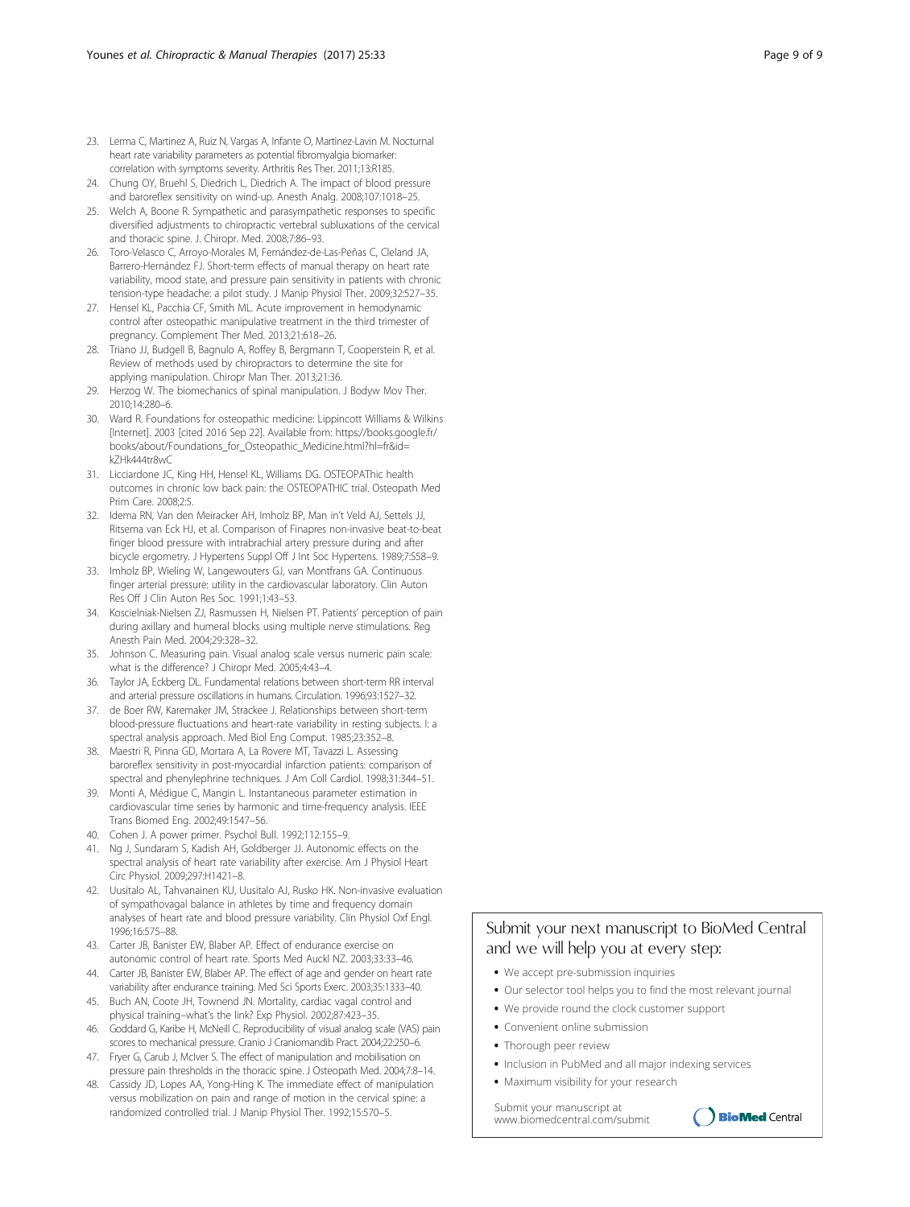23. Lerma C, Martinez A, Ruiz N, Vargas A, Infante O, Martinez-Lavin M. Nocturnal heart rate variability parameters as potential fibromyalgia biomarker: correlation with symptoms severity. Arthritis Res Ther. 2011;13:R185.
24. Chung OY, Bruehl S, Diedrich L, Diedrich A. The impact of blood pressure and baroreflex sensitivity on wind-up. Anesth Analg. 2008;107:1018–25.
25. Welch A, Boone R. Sympathetic and parasympathetic responses to specific diversified adjustments to chiropractic vertebral subluxations of the cervical and thoracic spine. J. Chiropr. Med. 2008;7:86–93.
26. Toro-Velasco C, Arroyo-Morales M, Fernández-de-Las-Peñas C, Cleland JA, Barrero-Hernández FJ. Short-term effects of manual therapy on heart rate variability, mood state, and pressure pain sensitivity in patients with chronic tension-type headache: a pilot study. J Manip Physiol Ther. 2009;32:527–35.
27. Hensel KL, Pacchia CF, Smith ML. Acute improvement in hemodynamic control after osteopathic manipulative treatment in the third trimester of pregnancy. Complement Ther Med. 2013;21:618–26.
28. Triano JJ, Budgell B, Bagnulo A, Roffey B, Bergmann T, Cooperstein R, et al. Review of methods used by chiropractors to determine the site for applying manipulation. Chiropr Man Ther. 2013;21:36.
29. Herzog W. The biomechanics of spinal manipulation. J Bodyw Mov Ther. 2010;14:280–6.
30. Ward R. Foundations for osteopathic medicine: Lippincott Williams & Wilkins [Internet]. 2003 [cited 2016 Sep 22]. Available from: https://books.google.fr/books/about/Foundations_for_Osteopathic_Medicine.html?hl=fr&id=kZHk444tr8wC
31. Licciardone JC, King HH, Hensel KL, Williams DG. OSTEOPAThic health outcomes in chronic low back pain: the OSTEOPATHIC trial. Osteopath Med Prim Care. 2008;2:5.
32. Idema RN, Van den Meiracker AH, Imholz BP, Man in't Veld AJ, Settels JJ, Ritsema van Eck HJ, et al. Comparison of Finapres non-invasive beat-to-beat finger blood pressure with intrabrachial artery pressure during and after bicycle ergometry. J Hypertens Suppl Off J Int Soc Hypertens. 1989;7:S58–9.
33. Imholz BP, Wieling W, Langewouters GJ, van Montfrans GA. Continuous finger arterial pressure: utility in the cardiovascular laboratory. Clin Auton Res Off J Clin Auton Res Soc. 1991;1:43–53.
34. Koscielniak-Nielsen ZJ, Rasmussen H, Nielsen PT. Patients' perception of pain during axillary and humeral blocks using multiple nerve stimulations. Reg Anesth Pain Med. 2004;29:328–32.
35. Johnson C. Measuring pain. Visual analog scale versus numeric pain scale: what is the difference? J Chiropr Med. 2005;4:43–4.
36. Taylor JA, Eckberg DL. Fundamental relations between short-term RR interval and arterial pressure oscillations in humans. Circulation. 1996;93:1527–32.
37. de Boer RW, Karemaker JM, Strackee J. Relationships between short-term blood-pressure fluctuations and heart-rate variability in resting subjects. I: a spectral analysis approach. Med Biol Eng Comput. 1985;23:352–8.
38. Maestri R, Pinna GD, Mortara A, La Rovere MT, Tavazzi L. Assessing baroreflex sensitivity in post-myocardial infarction patients: comparison of spectral and phenylephrine techniques. J Am Coll Cardiol. 1998;31:344–51.
39. Monti A, Médigue C, Mangin L. Instantaneous parameter estimation in cardiovascular time series by harmonic and time-frequency analysis. IEEE Trans Biomed Eng. 2002;49:1547–56.
40. Cohen J. A power primer. Psychol Bull. 1992;112:155–9.
41. Ng J, Sundaram S, Kadish AH, Goldberger JJ. Autonomic effects on the spectral analysis of heart rate variability after exercise. Am J Physiol Heart Circ Physiol. 2009;297:H1421–8.
42. Uusitalo AL, Tahvanainen KU, Uusitalo AJ, Rusko HK. Non-invasive evaluation of sympathovagal balance in athletes by time and frequency domain analyses of heart rate and blood pressure variability. Clin Physiol Oxf Engl. 1996;16:575–88.
43. Carter JB, Banister EW, Blaber AP. Effect of endurance exercise on autonomic control of heart rate. Sports Med Auckl NZ. 2003;33:33–46.
44. Carter JB, Banister EW, Blaber AP. The effect of age and gender on heart rate variability after endurance training. Med Sci Sports Exerc. 2003;35:1333–40.
45. Buch AN, Coote JH, Townend JN. Mortality, cardiac vagal control and physical training–what's the link? Exp Physiol. 2002;87:423–35.
46. Goddard G, Karibe H, McNeill C. Reproducibility of visual analog scale (VAS) pain scores to mechanical pressure. Cranio J Craniomandib Pract. 2004;22:250–6.
47. Fryer G, Carub J, McIver S. The effect of manipulation and mobilisation on pressure pain thresholds in the thoracic spine. J Osteopath Med. 2004;7:8–14.
48. Cassidy JD, Lopes AA, Yong-Hing K. The immediate effect of manipulation versus mobilization on pain and range of motion in the cervical spine: a randomized controlled trial. J Manip Physiol Ther. 1992;15:570–5.

Submit your next manuscript to BioMed Central and we will help you at every step:

- We accept pre-submission inquiries
- Our selector tool helps you to find the most relevant journal
- We provide round the clock customer support
- Convenient online submission
- Thorough peer review
- Inclusion in PubMed and all major indexing services
- Maximum visibility for your research

Submit your manuscript at www.biomedcentral.com/submit

BioMed Central